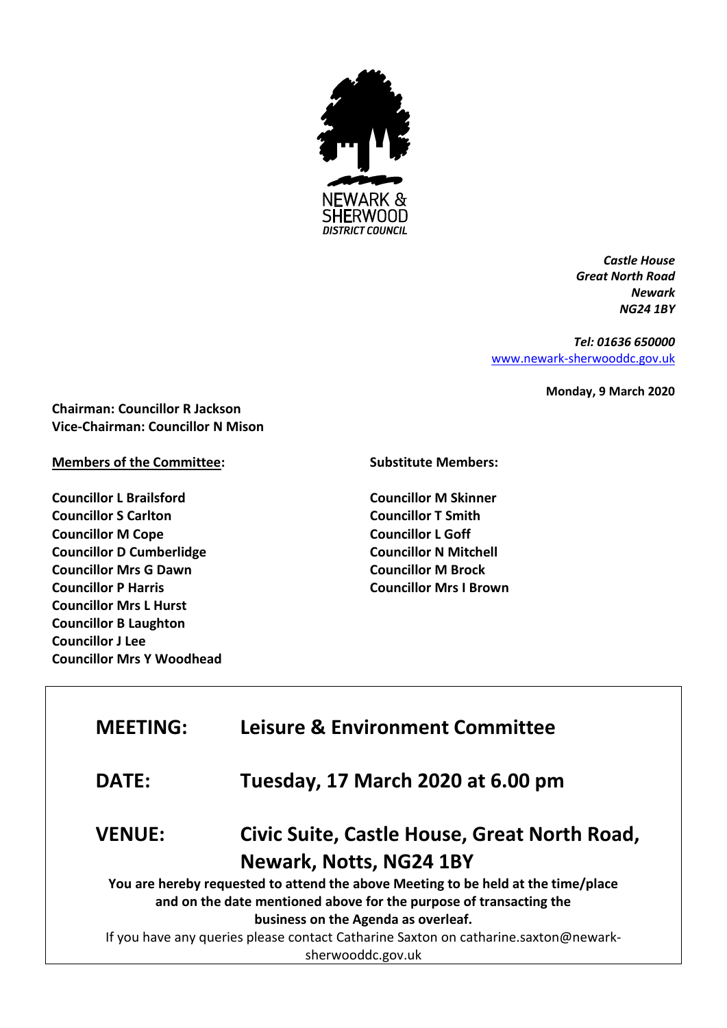NEWARK & SHERWOOD
*DISTRICT COUNCIL*

***Castle House***
***Great North Road***
***Newark***
***NG24 1BY***

***Tel: 01636 650000***
[www.newark-sherwooddc.gov.uk](http://www.newark-sherwooddc.gov.uk)

**Monday, 9 March 2020**

**Chairman: Councillor R Jackson**
**Vice-Chairman: Councillor N Mison**

**Members of the Committee:**

**Councillor L Brailsford**
**Councillor S Carlton**
**Councillor M Cope**
**Councillor D Cumberlidge**
**Councillor Mrs G Dawn**
**Councillor P Harris**
**Councillor Mrs L Hurst**
**Councillor B Laughton**
**Councillor J Lee**
**Councillor Mrs Y Woodhead**

**Substitute Members:**

**Councillor M Skinner**
**Councillor T Smith**
**Councillor L Goff**
**Councillor N Mitchell**
**Councillor M Brock**
**Councillor Mrs I Brown**

| | |
|---|---|
| **MEETING:** | **Leisure & Environment Committee** |
| **DATE:** | **Tuesday, 17 March 2020 at 6.00 pm** |
| **VENUE:** | **Civic Suite, Castle House, Great North Road, Newark, Notts, NG24 1BY** |

**You are hereby requested to attend the above Meeting to be held at the time/place and on the date mentioned above for the purpose of transacting the business on the Agenda as overleaf.**

If you have any queries please contact Catharine Saxton on catharine.saxton@newark-sherwooddc.gov.uk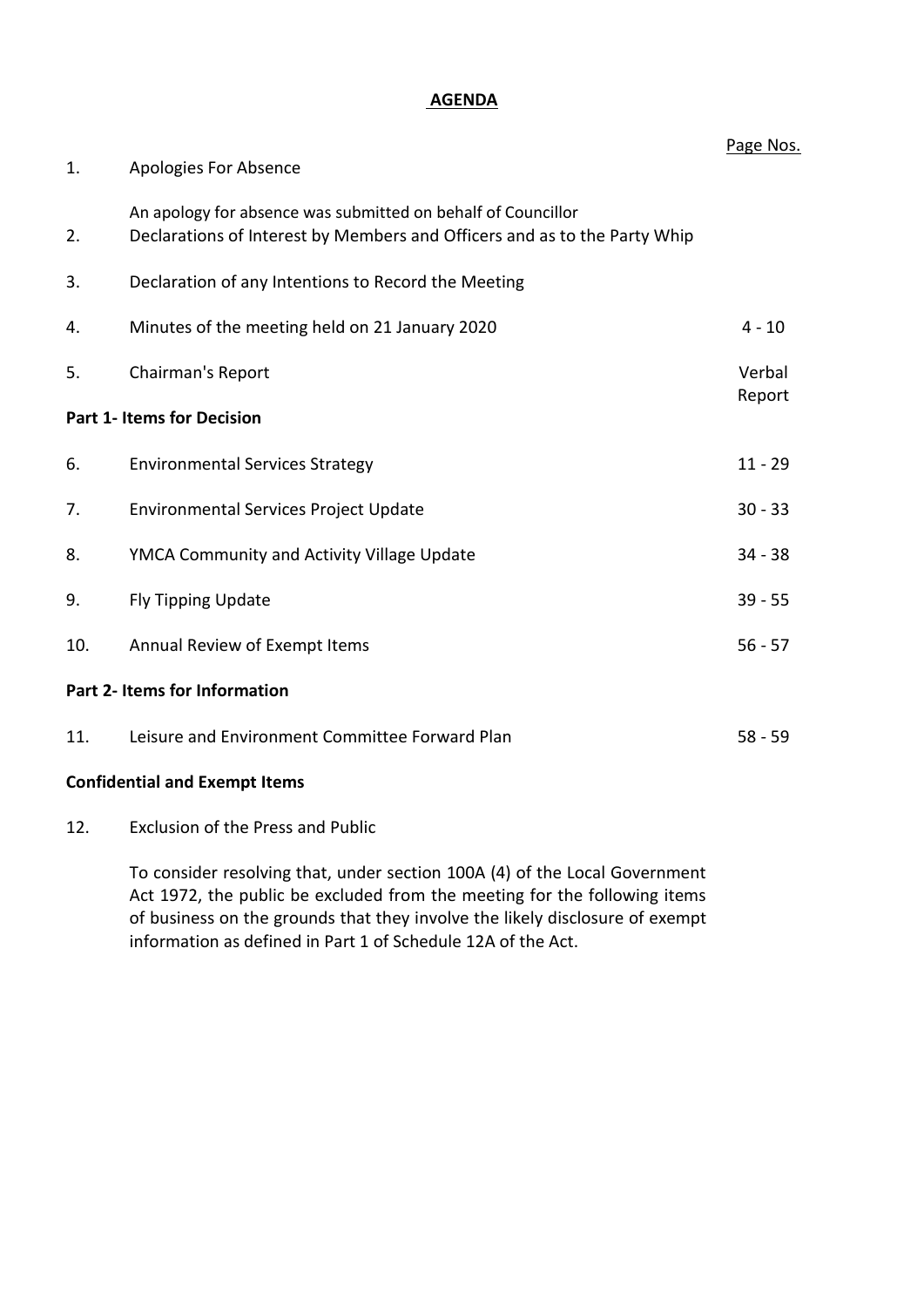# **AGENDA**

| | | Page Nos. |
|---|---|---|
| 1. | Apologies For Absence<br><br>An apology for absence was submitted on behalf of Councillor | |
| 2. | Declarations of Interest by Members and Officers and as to the Party Whip | |
| 3. | Declaration of any Intentions to Record the Meeting | |
| 4. | Minutes of the meeting held on 21 January 2020 | 4 - 10 |
| 5. | Chairman's Report | Verbal Report |
| **Part 1- Items for Decision** | | |
| 6. | Environmental Services Strategy | 11 - 29 |
| 7. | Environmental Services Project Update | 30 - 33 |
| 8. | YMCA Community and Activity Village Update | 34 - 38 |
| 9. | Fly Tipping Update | 39 - 55 |
| 10. | Annual Review of Exempt Items | 56 - 57 |
| **Part 2- Items for Information** | | |
| 11. | Leisure and Environment Committee Forward Plan | 58 - 59 |

**Confidential and Exempt Items**

12. Exclusion of the Press and Public

    To consider resolving that, under section 100A (4) of the Local Government Act 1972, the public be excluded from the meeting for the following items of business on the grounds that they involve the likely disclosure of exempt information as defined in Part 1 of Schedule 12A of the Act.